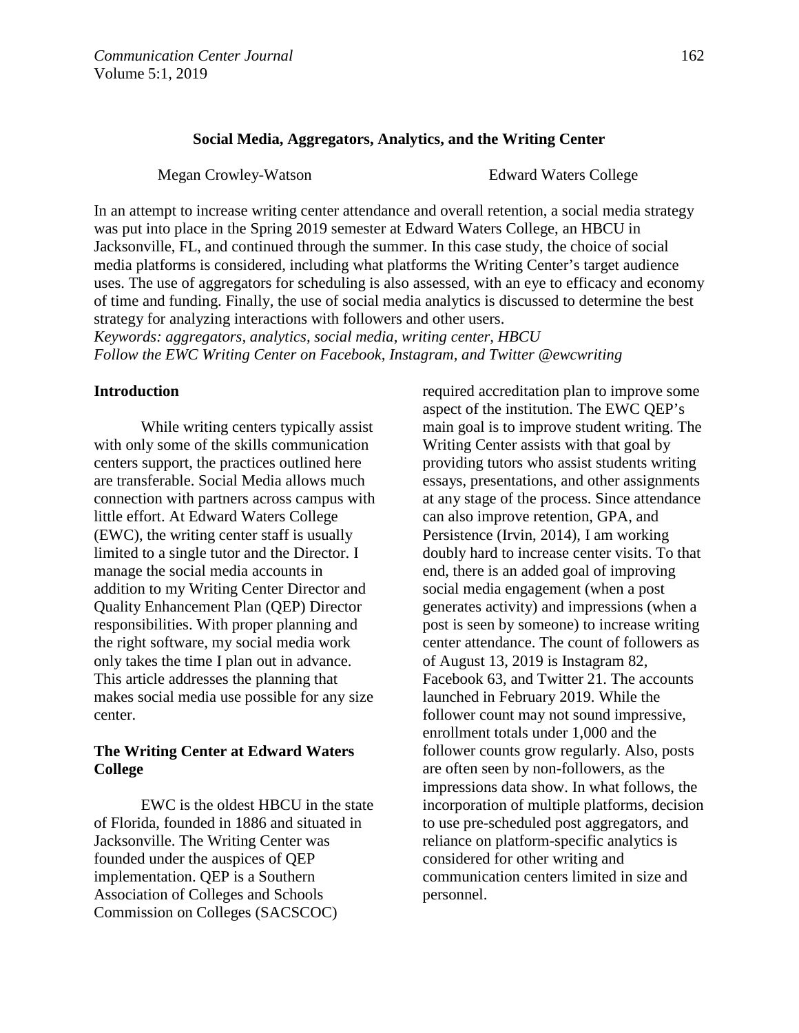# Social Media, Aggregators, Analytics, and the Writing Center

Megan Crowley-Watson — Edward Waters College

In an attempt to increase writing center attendance and overall retention, a social media strategy was put into place in the Spring 2019 semester at Edward Waters College, an HBCU in Jacksonville, FL, and continued through the summer. In this case study, the choice of social media platforms is considered, including what platforms the Writing Center's target audience uses. The use of aggregators for scheduling is also assessed, with an eye to efficacy and economy of time and funding. Finally, the use of social media analytics is discussed to determine the best strategy for analyzing interactions with followers and other users.

*Keywords: aggregators, analytics, social media, writing center, HBCU*

*Follow the EWC Writing Center on Facebook, Instagram, and Twitter @ewcwriting*

## Introduction

While writing centers typically assist with only some of the skills communication centers support, the practices outlined here are transferable. Social Media allows much connection with partners across campus with little effort. At Edward Waters College (EWC), the writing center staff is usually limited to a single tutor and the Director. I manage the social media accounts in addition to my Writing Center Director and Quality Enhancement Plan (QEP) Director responsibilities. With proper planning and the right software, my social media work only takes the time I plan out in advance. This article addresses the planning that makes social media use possible for any size center.

## The Writing Center at Edward Waters College

EWC is the oldest HBCU in the state of Florida, founded in 1886 and situated in Jacksonville. The Writing Center was founded under the auspices of QEP implementation. QEP is a Southern Association of Colleges and Schools Commission on Colleges (SACSCOC) required accreditation plan to improve some aspect of the institution. The EWC QEP's main goal is to improve student writing. The Writing Center assists with that goal by providing tutors who assist students writing essays, presentations, and other assignments at any stage of the process. Since attendance can also improve retention, GPA, and Persistence (Irvin, 2014), I am working doubly hard to increase center visits. To that end, there is an added goal of improving social media engagement (when a post generates activity) and impressions (when a post is seen by someone) to increase writing center attendance. The count of followers as of August 13, 2019 is Instagram 82, Facebook 63, and Twitter 21. The accounts launched in February 2019. While the follower count may not sound impressive, enrollment totals under 1,000 and the follower counts grow regularly. Also, posts are often seen by non-followers, as the impressions data show. In what follows, the incorporation of multiple platforms, decision to use pre-scheduled post aggregators, and reliance on platform-specific analytics is considered for other writing and communication centers limited in size and personnel.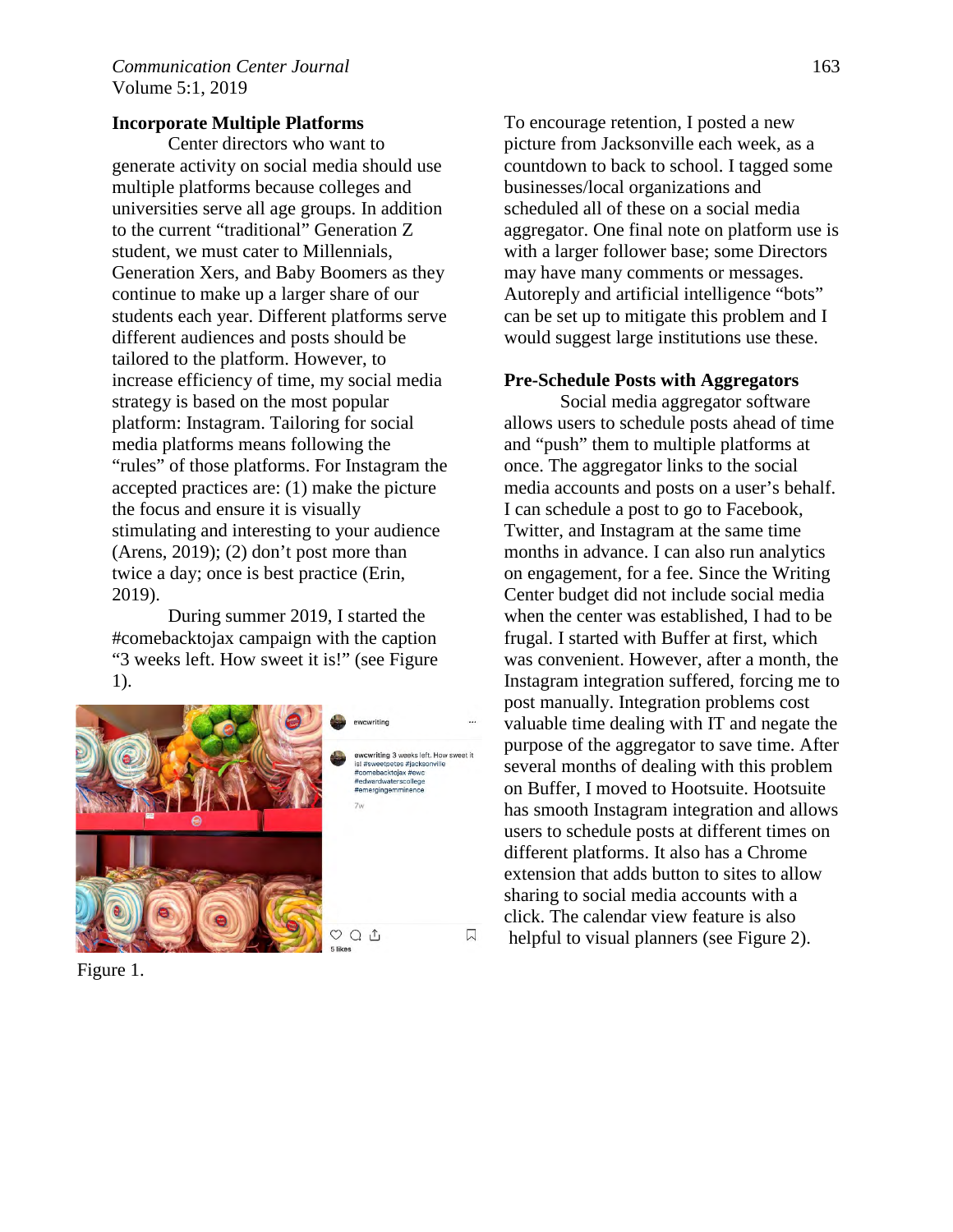### Incorporate Multiple Platforms

Center directors who want to generate activity on social media should use multiple platforms because colleges and universities serve all age groups. In addition to the current "traditional" Generation Z student, we must cater to Millennials, Generation Xers, and Baby Boomers as they continue to make up a larger share of our students each year. Different platforms serve different audiences and posts should be tailored to the platform. However, to increase efficiency of time, my social media strategy is based on the most popular platform: Instagram. Tailoring for social media platforms means following the "rules" of those platforms. For Instagram the accepted practices are: (1) make the picture the focus and ensure it is visually stimulating and interesting to your audience (Arens, 2019); (2) don't post more than twice a day; once is best practice (Erin, 2019).

During summer 2019, I started the #comebacktojax campaign with the caption "3 weeks left. How sweet it is!" (see Figure 1).

Figure 1.

To encourage retention, I posted a new picture from Jacksonville each week, as a countdown to back to school. I tagged some businesses/local organizations and scheduled all of these on a social media aggregator. One final note on platform use is with a larger follower base; some Directors may have many comments or messages. Autoreply and artificial intelligence "bots" can be set up to mitigate this problem and I would suggest large institutions use these.

### Pre-Schedule Posts with Aggregators

Social media aggregator software allows users to schedule posts ahead of time and "push" them to multiple platforms at once. The aggregator links to the social media accounts and posts on a user's behalf. I can schedule a post to go to Facebook, Twitter, and Instagram at the same time months in advance. I can also run analytics on engagement, for a fee. Since the Writing Center budget did not include social media when the center was established, I had to be frugal. I started with Buffer at first, which was convenient. However, after a month, the Instagram integration suffered, forcing me to post manually. Integration problems cost valuable time dealing with IT and negate the purpose of the aggregator to save time. After several months of dealing with this problem on Buffer, I moved to Hootsuite. Hootsuite has smooth Instagram integration and allows users to schedule posts at different times on different platforms. It also has a Chrome extension that adds button to sites to allow sharing to social media accounts with a click. The calendar view feature is also helpful to visual planners (see Figure 2).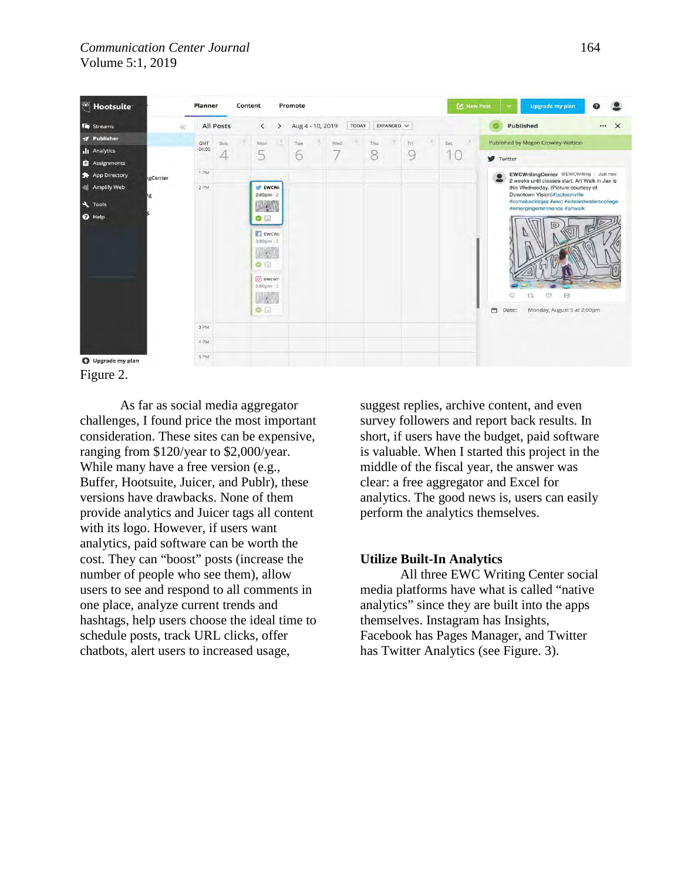Figure 2.

As far as social media aggregator challenges, I found price the most important consideration. These sites can be expensive, ranging from $120/year to $2,000/year. While many have a free version (e.g., Buffer, Hootsuite, Juicer, and Publr), these versions have drawbacks. None of them provide analytics and Juicer tags all content with its logo. However, if users want analytics, paid software can be worth the cost. They can "boost" posts (increase the number of people who see them), allow users to see and respond to all comments in one place, analyze current trends and hashtags, help users choose the ideal time to schedule posts, track URL clicks, offer chatbots, alert users to increased usage, suggest replies, archive content, and even survey followers and report back results. In short, if users have the budget, paid software is valuable. When I started this project in the middle of the fiscal year, the answer was clear: a free aggregator and Excel for analytics. The good news is, users can easily perform the analytics themselves.

## Utilize Built-In Analytics

All three EWC Writing Center social media platforms have what is called "native analytics" since they are built into the apps themselves. Instagram has Insights, Facebook has Pages Manager, and Twitter has Twitter Analytics (see Figure. 3).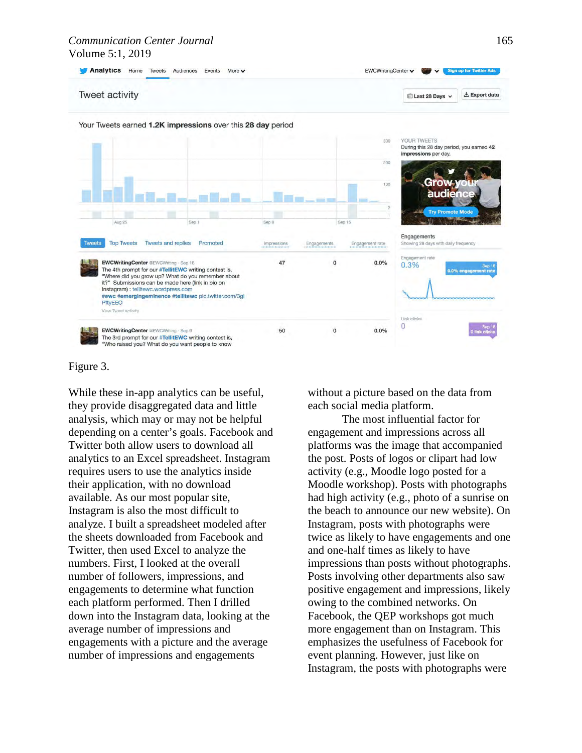Figure 3.

While these in-app analytics can be useful, they provide disaggregated data and little analysis, which may or may not be helpful depending on a center's goals. Facebook and Twitter both allow users to download all analytics to an Excel spreadsheet. Instagram requires users to use the analytics inside their application, with no download available. As our most popular site, Instagram is also the most difficult to analyze. I built a spreadsheet modeled after the sheets downloaded from Facebook and Twitter, then used Excel to analyze the numbers. First, I looked at the overall number of followers, impressions, and engagements to determine what function each platform performed. Then I drilled down into the Instagram data, looking at the average number of impressions and engagements with a picture and the average number of impressions and engagements without a picture based on the data from each social media platform.

The most influential factor for engagement and impressions across all platforms was the image that accompanied the post. Posts of logos or clipart had low activity (e.g., Moodle logo posted for a Moodle workshop). Posts with photographs had high activity (e.g., photo of a sunrise on the beach to announce our new website). On Instagram, posts with photographs were twice as likely to have engagements and one and one-half times as likely to have impressions than posts without photographs. Posts involving other departments also saw positive engagement and impressions, likely owing to the combined networks. On Facebook, the QEP workshops got much more engagement than on Instagram. This emphasizes the usefulness of Facebook for event planning. However, just like on Instagram, the posts with photographs were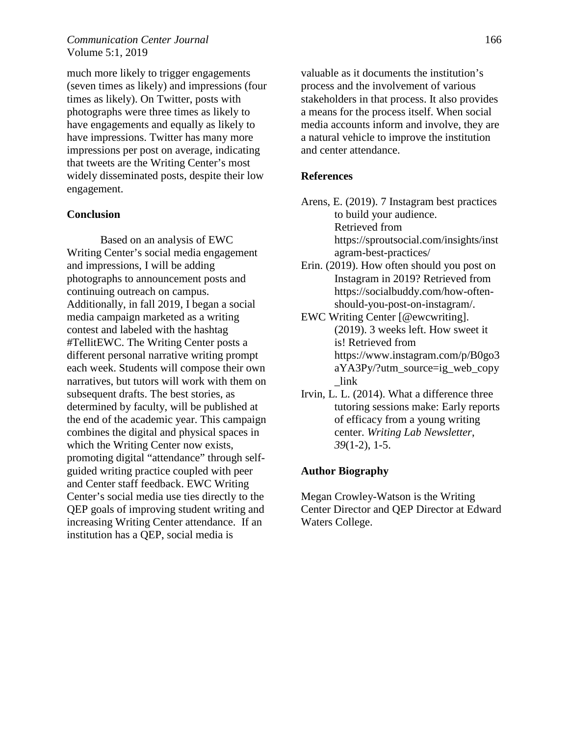much more likely to trigger engagements (seven times as likely) and impressions (four times as likely). On Twitter, posts with photographs were three times as likely to have engagements and equally as likely to have impressions. Twitter has many more impressions per post on average, indicating that tweets are the Writing Center's most widely disseminated posts, despite their low engagement.

## Conclusion

Based on an analysis of EWC Writing Center's social media engagement and impressions, I will be adding photographs to announcement posts and continuing outreach on campus. Additionally, in fall 2019, I began a social media campaign marketed as a writing contest and labeled with the hashtag #TellitEWC. The Writing Center posts a different personal narrative writing prompt each week. Students will compose their own narratives, but tutors will work with them on subsequent drafts. The best stories, as determined by faculty, will be published at the end of the academic year. This campaign combines the digital and physical spaces in which the Writing Center now exists, promoting digital "attendance" through self-guided writing practice coupled with peer and Center staff feedback. EWC Writing Center's social media use ties directly to the QEP goals of improving student writing and increasing Writing Center attendance. If an institution has a QEP, social media is valuable as it documents the institution's process and the involvement of various stakeholders in that process. It also provides a means for the process itself. When social media accounts inform and involve, they are a natural vehicle to improve the institution and center attendance.

## References

Arens, E. (2019). 7 Instagram best practices to build your audience. Retrieved from https://sproutsocial.com/insights/instagram-best-practices/

Erin. (2019). How often should you post on Instagram in 2019? Retrieved from https://socialbuddy.com/how-often-should-you-post-on-instagram/.

EWC Writing Center [@ewcwriting]. (2019). 3 weeks left. How sweet it is! Retrieved from https://www.instagram.com/p/B0go3aYA3Py/?utm_source=ig_web_copy_link

Irvin, L. L. (2014). What a difference three tutoring sessions make: Early reports of efficacy from a young writing center. *Writing Lab Newsletter*, *39*(1-2), 1-5.

## Author Biography

Megan Crowley-Watson is the Writing Center Director and QEP Director at Edward Waters College.